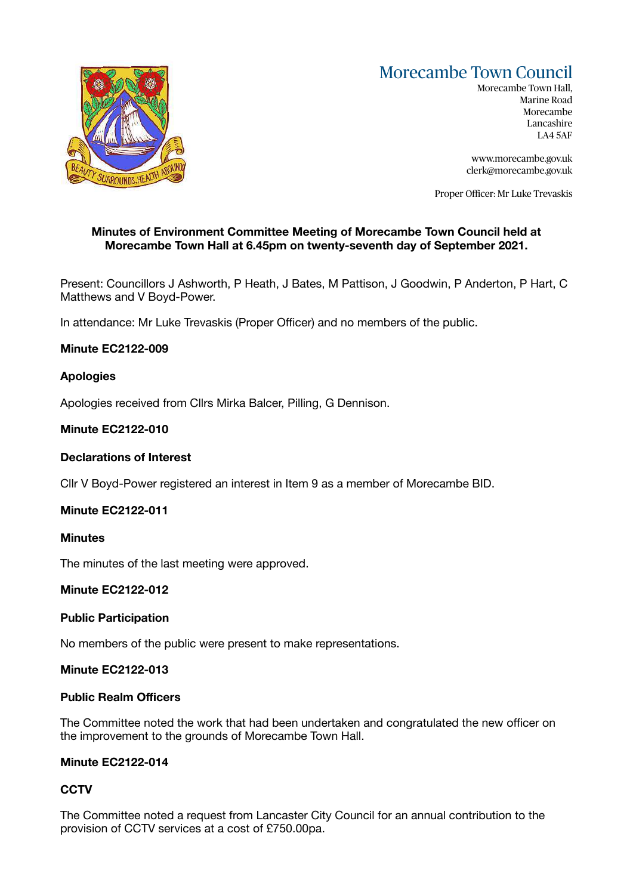# Morecambe Town Council

Morecambe Town Hall,
Marine Road
Morecambe
Lancashire
LA4 5AF

www.morecambe.gov.uk
clerk@morecambe.gov.uk

Proper Officer: Mr Luke Trevaskis

**Minutes of Environment Committee Meeting of Morecambe Town Council held at Morecambe Town Hall at 6.45pm on twenty-seventh day of September 2021.**

Present: Councillors J Ashworth, P Heath, J Bates, M Pattison, J Goodwin, P Anderton, P Hart, C Matthews and V Boyd-Power.

In attendance: Mr Luke Trevaskis (Proper Officer) and no members of the public.

**Minute EC2122-009**

**Apologies**

Apologies received from Cllrs Mirka Balcer, Pilling, G Dennison.

**Minute EC2122-010**

**Declarations of Interest**

Cllr V Boyd-Power registered an interest in Item 9 as a member of Morecambe BID.

**Minute EC2122-011**

**Minutes**

The minutes of the last meeting were approved.

**Minute EC2122-012**

**Public Participation**

No members of the public were present to make representations.

**Minute EC2122-013**

**Public Realm Officers**

The Committee noted the work that had been undertaken and congratulated the new officer on the improvement to the grounds of Morecambe Town Hall.

**Minute EC2122-014**

**CCTV**

The Committee noted a request from Lancaster City Council for an annual contribution to the provision of CCTV services at a cost of £750.00pa.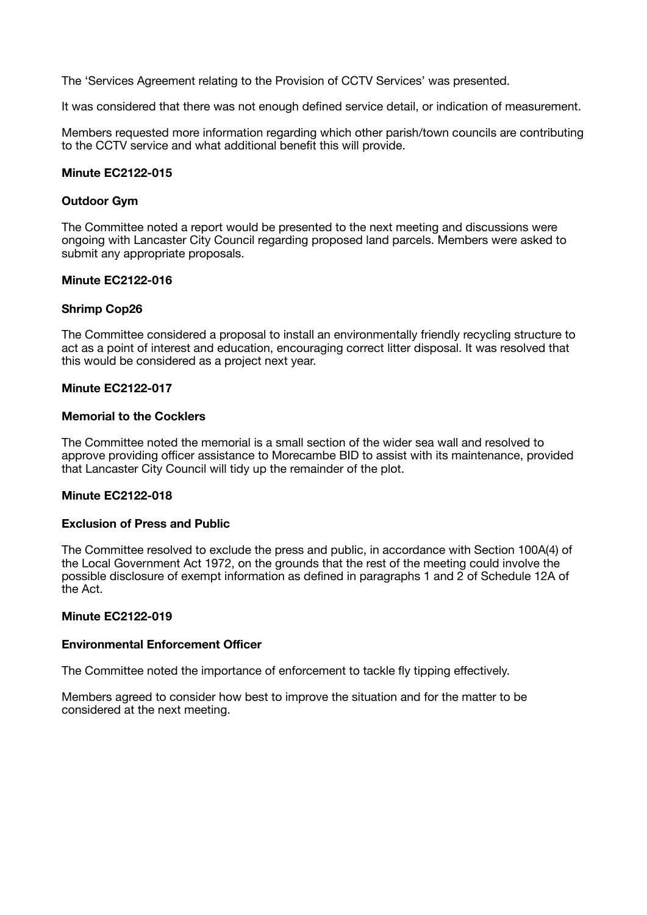The 'Services Agreement relating to the Provision of CCTV Services' was presented.

It was considered that there was not enough defined service detail, or indication of measurement.

Members requested more information regarding which other parish/town councils are contributing to the CCTV service and what additional benefit this will provide.

**Minute EC2122-015**

**Outdoor Gym**

The Committee noted a report would be presented to the next meeting and discussions were ongoing with Lancaster City Council regarding proposed land parcels. Members were asked to submit any appropriate proposals.

**Minute EC2122-016**

**Shrimp Cop26**

The Committee considered a proposal to install an environmentally friendly recycling structure to act as a point of interest and education, encouraging correct litter disposal. It was resolved that this would be considered as a project next year.

**Minute EC2122-017**

**Memorial to the Cocklers**

The Committee noted the memorial is a small section of the wider sea wall and resolved to approve providing officer assistance to Morecambe BID to assist with its maintenance, provided that Lancaster City Council will tidy up the remainder of the plot.

**Minute EC2122-018**

**Exclusion of Press and Public**

The Committee resolved to exclude the press and public, in accordance with Section 100A(4) of the Local Government Act 1972, on the grounds that the rest of the meeting could involve the possible disclosure of exempt information as defined in paragraphs 1 and 2 of Schedule 12A of the Act.

**Minute EC2122-019**

**Environmental Enforcement Officer**

The Committee noted the importance of enforcement to tackle fly tipping effectively.

Members agreed to consider how best to improve the situation and for the matter to be considered at the next meeting.